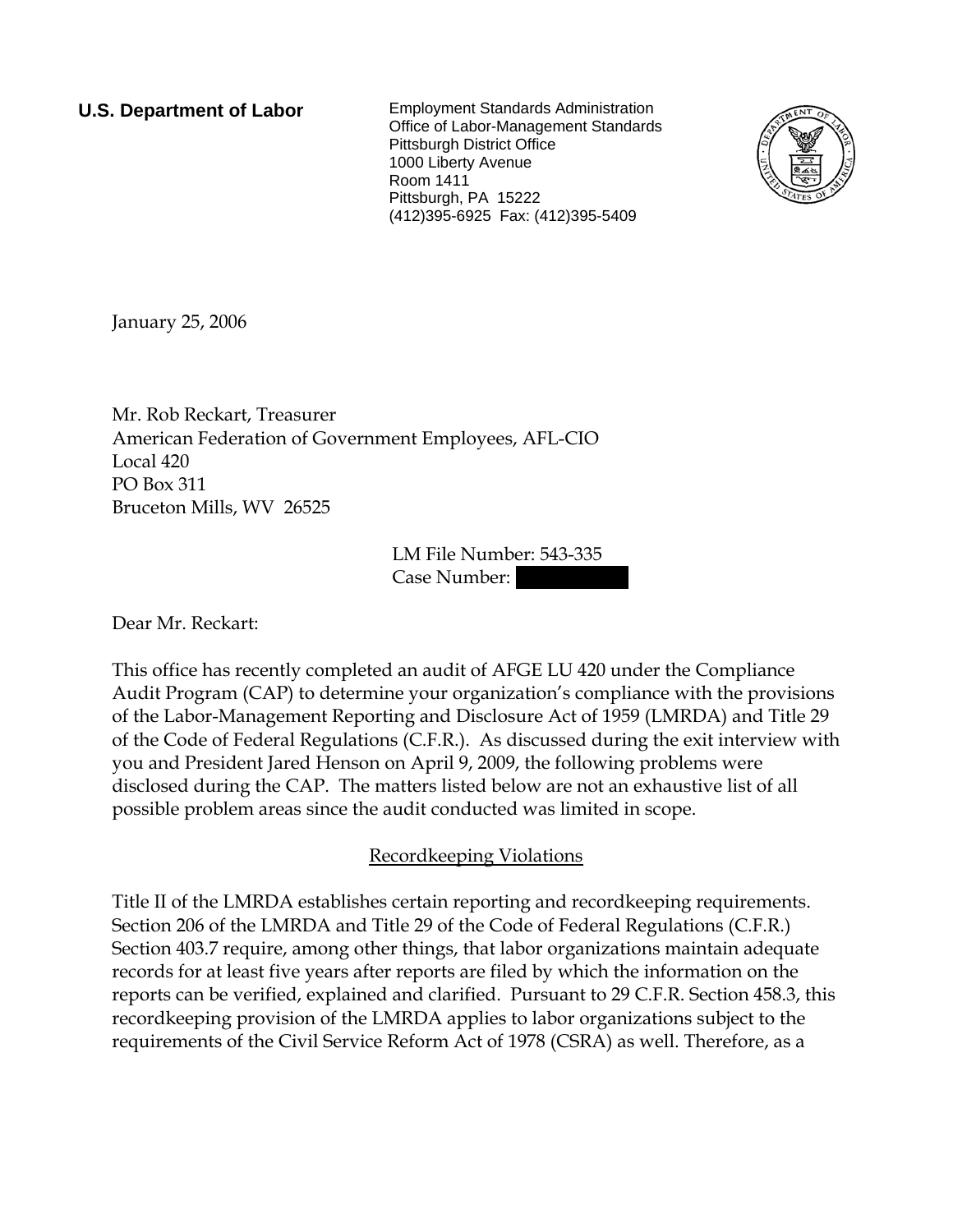**U.S. Department of Labor**

Employment Standards Administration
Office of Labor-Management Standards
Pittsburgh District Office
1000 Liberty Avenue
Room 1411
Pittsburgh, PA 15222
(412)395-6925 Fax: (412)395-5409

January 25, 2006

Mr. Rob Reckart, Treasurer
American Federation of Government Employees, AFL-CIO
Local 420
PO Box 311
Bruceton Mills, WV 26525

LM File Number: 543-335
Case Number: 

Dear Mr. Reckart:

This office has recently completed an audit of AFGE LU 420 under the Compliance Audit Program (CAP) to determine your organization's compliance with the provisions of the Labor-Management Reporting and Disclosure Act of 1959 (LMRDA) and Title 29 of the Code of Federal Regulations (C.F.R.). As discussed during the exit interview with you and President Jared Henson on April 9, 2009, the following problems were disclosed during the CAP. The matters listed below are not an exhaustive list of all possible problem areas since the audit conducted was limited in scope.

## Recordkeeping Violations

Title II of the LMRDA establishes certain reporting and recordkeeping requirements. Section 206 of the LMRDA and Title 29 of the Code of Federal Regulations (C.F.R.) Section 403.7 require, among other things, that labor organizations maintain adequate records for at least five years after reports are filed by which the information on the reports can be verified, explained and clarified. Pursuant to 29 C.F.R. Section 458.3, this recordkeeping provision of the LMRDA applies to labor organizations subject to the requirements of the Civil Service Reform Act of 1978 (CSRA) as well. Therefore, as a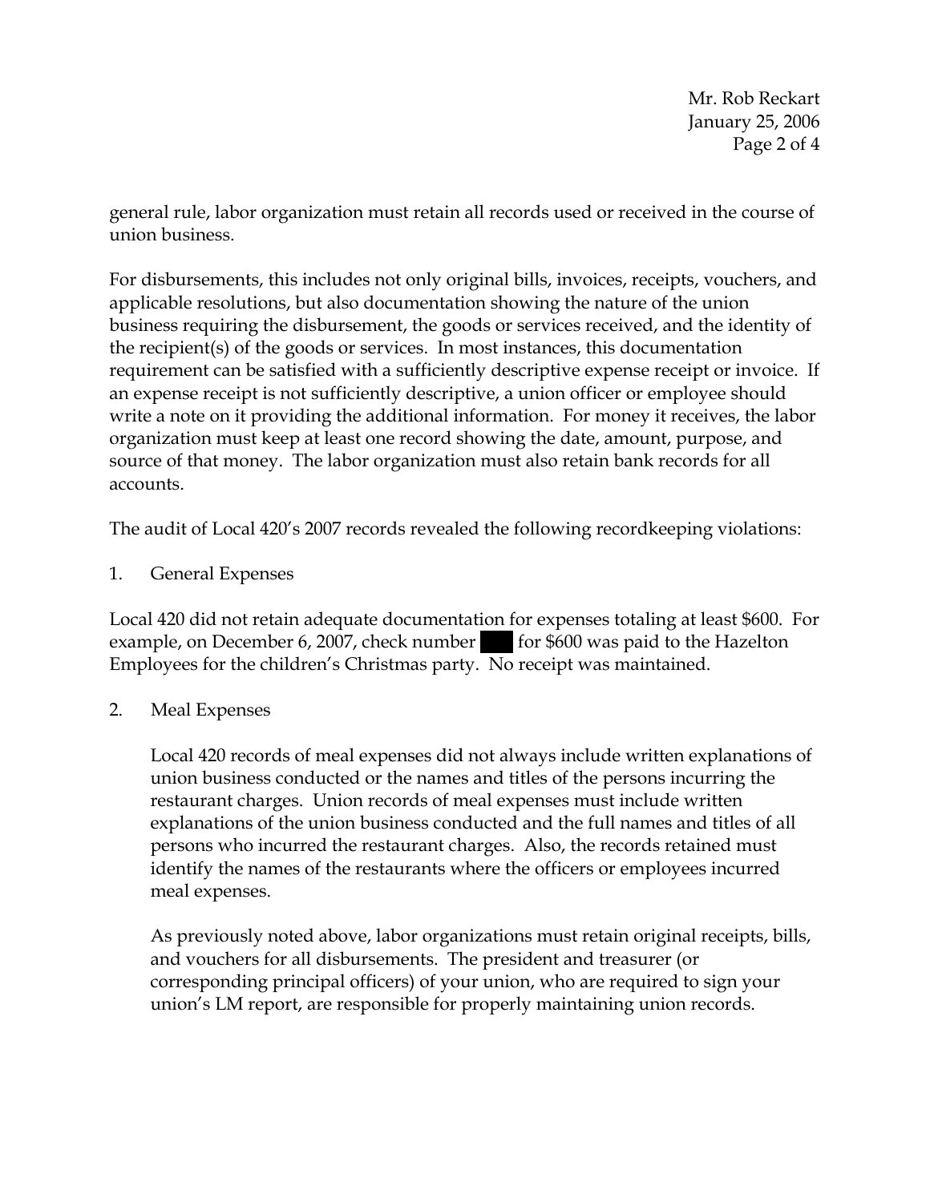general rule, labor organization must retain all records used or received in the course of union business.

For disbursements, this includes not only original bills, invoices, receipts, vouchers, and applicable resolutions, but also documentation showing the nature of the union business requiring the disbursement, the goods or services received, and the identity of the recipient(s) of the goods or services. In most instances, this documentation requirement can be satisfied with a sufficiently descriptive expense receipt or invoice. If an expense receipt is not sufficiently descriptive, a union officer or employee should write a note on it providing the additional information. For money it receives, the labor organization must keep at least one record showing the date, amount, purpose, and source of that money. The labor organization must also retain bank records for all accounts.

The audit of Local 420's 2007 records revealed the following recordkeeping violations:

1. General Expenses

Local 420 did not retain adequate documentation for expenses totaling at least $600. For example, on December 6, 2007, check number ███ for $600 was paid to the Hazelton Employees for the children's Christmas party. No receipt was maintained.

2. Meal Expenses

   Local 420 records of meal expenses did not always include written explanations of union business conducted or the names and titles of the persons incurring the restaurant charges. Union records of meal expenses must include written explanations of the union business conducted and the full names and titles of all persons who incurred the restaurant charges. Also, the records retained must identify the names of the restaurants where the officers or employees incurred meal expenses.

   As previously noted above, labor organizations must retain original receipts, bills, and vouchers for all disbursements. The president and treasurer (or corresponding principal officers) of your union, who are required to sign your union's LM report, are responsible for properly maintaining union records.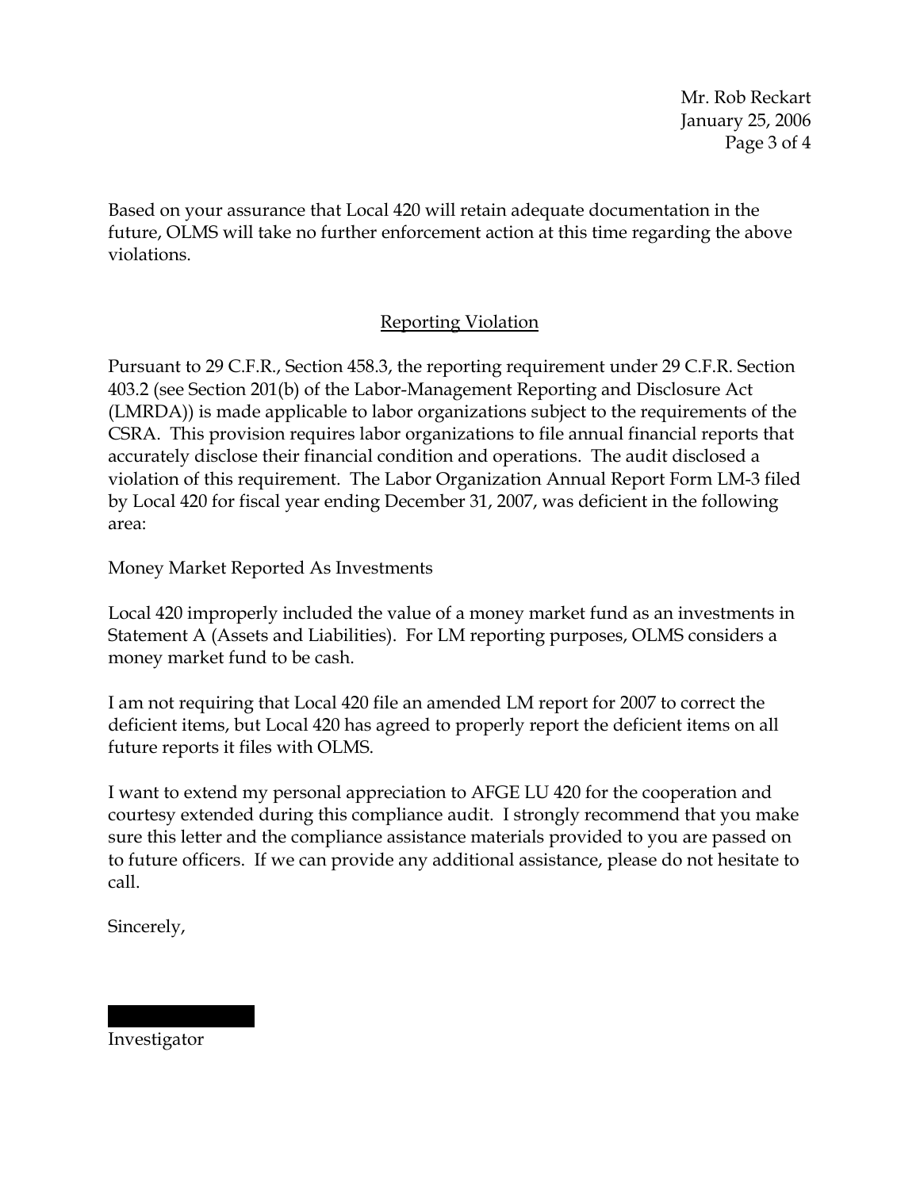Based on your assurance that Local 420 will retain adequate documentation in the future, OLMS will take no further enforcement action at this time regarding the above violations.

## Reporting Violation

Pursuant to 29 C.F.R., Section 458.3, the reporting requirement under 29 C.F.R. Section 403.2 (see Section 201(b) of the Labor-Management Reporting and Disclosure Act (LMRDA)) is made applicable to labor organizations subject to the requirements of the CSRA. This provision requires labor organizations to file annual financial reports that accurately disclose their financial condition and operations. The audit disclosed a violation of this requirement. The Labor Organization Annual Report Form LM-3 filed by Local 420 for fiscal year ending December 31, 2007, was deficient in the following area:

Money Market Reported As Investments

Local 420 improperly included the value of a money market fund as an investments in Statement A (Assets and Liabilities). For LM reporting purposes, OLMS considers a money market fund to be cash.

I am not requiring that Local 420 file an amended LM report for 2007 to correct the deficient items, but Local 420 has agreed to properly report the deficient items on all future reports it files with OLMS.

I want to extend my personal appreciation to AFGE LU 420 for the cooperation and courtesy extended during this compliance audit. I strongly recommend that you make sure this letter and the compliance assistance materials provided to you are passed on to future officers. If we can provide any additional assistance, please do not hesitate to call.

Sincerely,

Investigator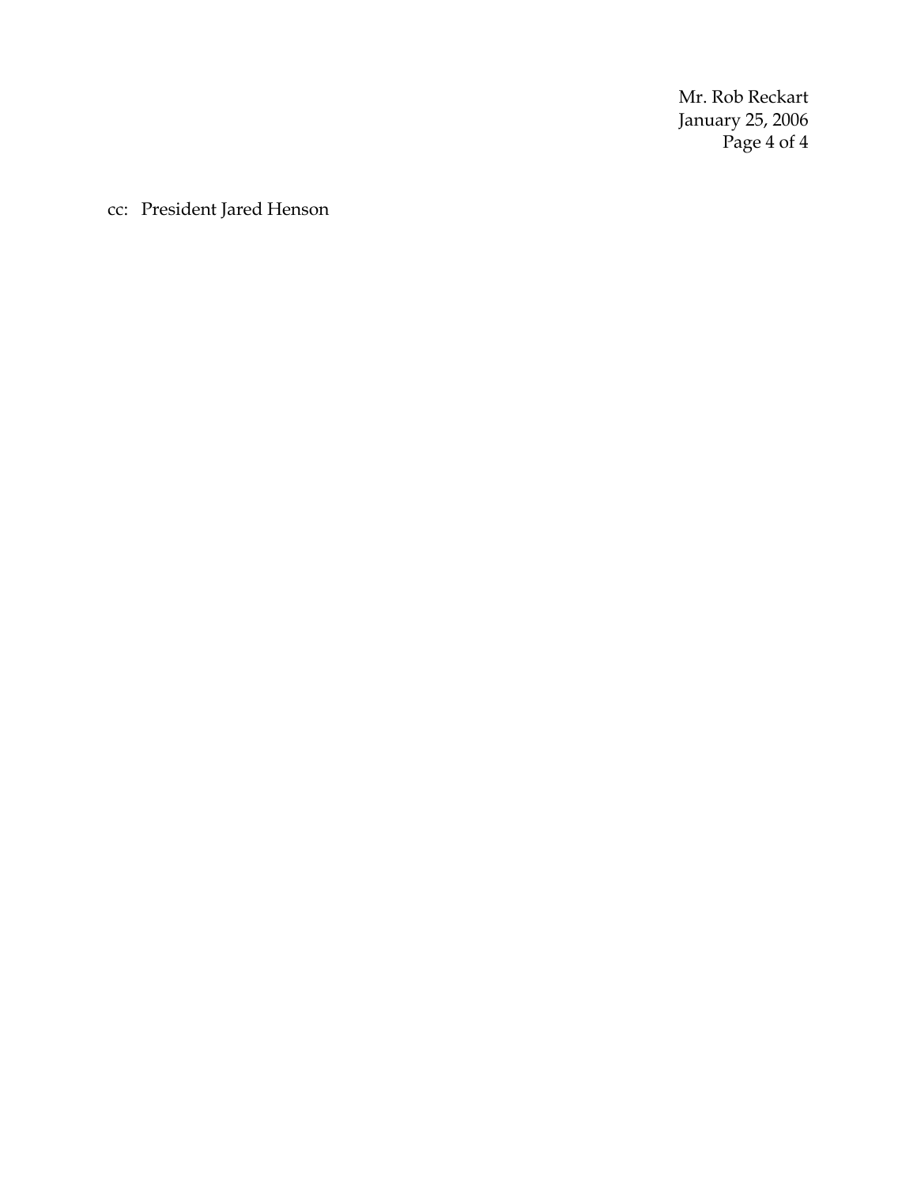cc: President Jared Henson